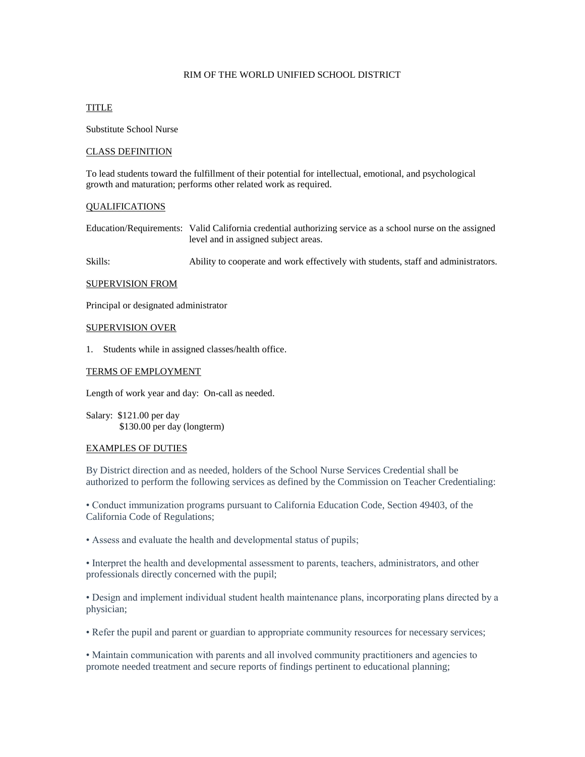# RIM OF THE WORLD UNIFIED SCHOOL DISTRICT

## TITLE

Substitute School Nurse

## CLASS DEFINITION

To lead students toward the fulfillment of their potential for intellectual, emotional, and psychological growth and maturation; performs other related work as required.

## QUALIFICATIONS

Education/Requirements: Valid California credential authorizing service as a school nurse on the assigned level and in assigned subject areas.

Skills: Ability to cooperate and work effectively with students, staff and administrators.

## SUPERVISION FROM

Principal or designated administrator

## SUPERVISION OVER

1. Students while in assigned classes/health office.

## TERMS OF EMPLOYMENT

Length of work year and day: On-call as needed.

Salary: $121.00 per day
$130.00 per day (longterm)

## EXAMPLES OF DUTIES

By District direction and as needed, holders of the School Nurse Services Credential shall be authorized to perform the following services as defined by the Commission on Teacher Credentialing:

- Conduct immunization programs pursuant to California Education Code, Section 49403, of the California Code of Regulations;
- Assess and evaluate the health and developmental status of pupils;
- Interpret the health and developmental assessment to parents, teachers, administrators, and other professionals directly concerned with the pupil;
- Design and implement individual student health maintenance plans, incorporating plans directed by a physician;
- Refer the pupil and parent or guardian to appropriate community resources for necessary services;
- Maintain communication with parents and all involved community practitioners and agencies to promote needed treatment and secure reports of findings pertinent to educational planning;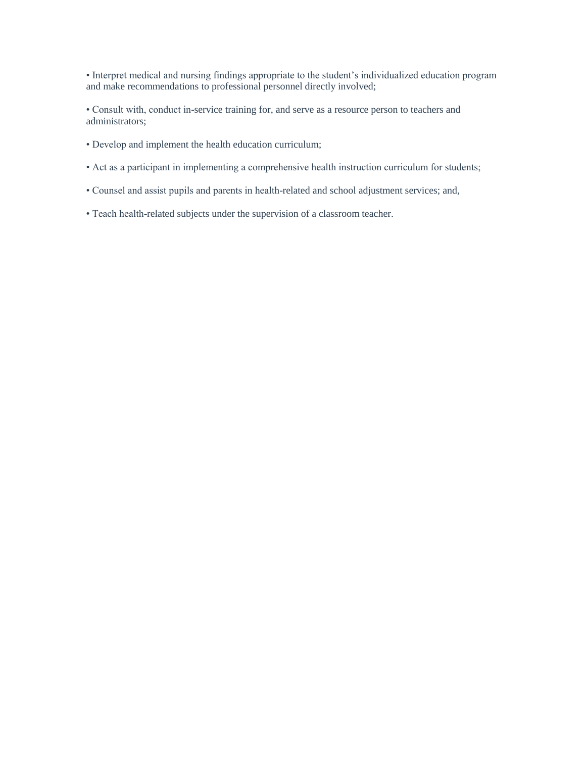- Interpret medical and nursing findings appropriate to the student's individualized education program and make recommendations to professional personnel directly involved;

- Consult with, conduct in-service training for, and serve as a resource person to teachers and administrators;

- Develop and implement the health education curriculum;

- Act as a participant in implementing a comprehensive health instruction curriculum for students;

- Counsel and assist pupils and parents in health-related and school adjustment services; and,

- Teach health-related subjects under the supervision of a classroom teacher.